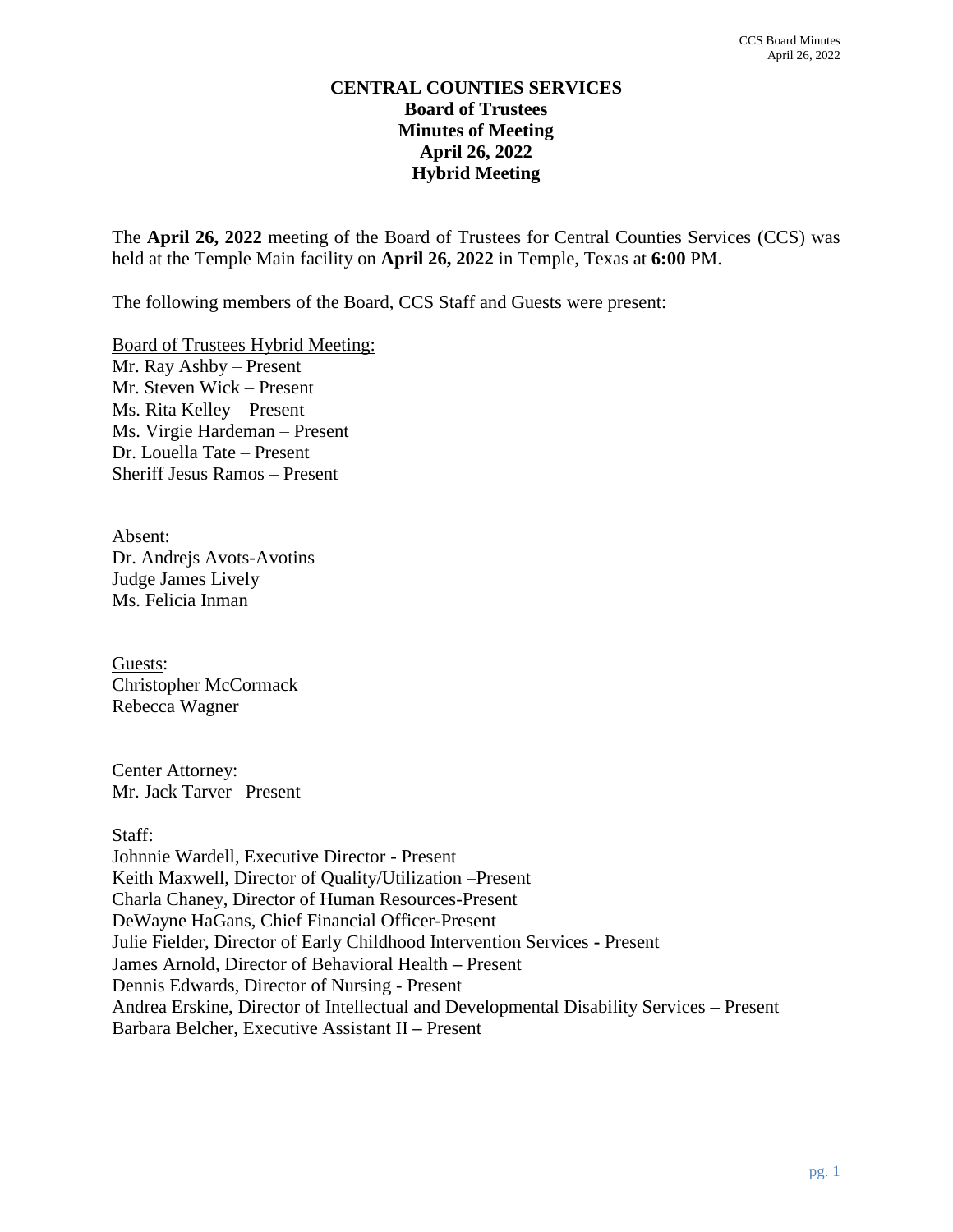# CENTRAL COUNTIES SERVICES
## Board of Trustees
## Minutes of Meeting
## April 26, 2022
## Hybrid Meeting

The **April 26, 2022** meeting of the Board of Trustees for Central Counties Services (CCS) was held at the Temple Main facility on **April 26, 2022** in Temple, Texas at **6:00** PM.

The following members of the Board, CCS Staff and Guests were present:

Board of Trustees Hybrid Meeting:
Mr. Ray Ashby – Present
Mr. Steven Wick – Present
Ms. Rita Kelley – Present
Ms. Virgie Hardeman – Present
Dr. Louella Tate – Present
Sheriff Jesus Ramos – Present

Absent:
Dr. Andrejs Avots-Avotins
Judge James Lively
Ms. Felicia Inman

Guests:
Christopher McCormack
Rebecca Wagner

Center Attorney:
Mr. Jack Tarver –Present

Staff:
Johnnie Wardell, Executive Director - Present
Keith Maxwell, Director of Quality/Utilization –Present
Charla Chaney, Director of Human Resources-Present
DeWayne HaGans, Chief Financial Officer-Present
Julie Fielder, Director of Early Childhood Intervention Services - Present
James Arnold, Director of Behavioral Health – Present
Dennis Edwards, Director of Nursing - Present
Andrea Erskine, Director of Intellectual and Developmental Disability Services – Present
Barbara Belcher, Executive Assistant II – Present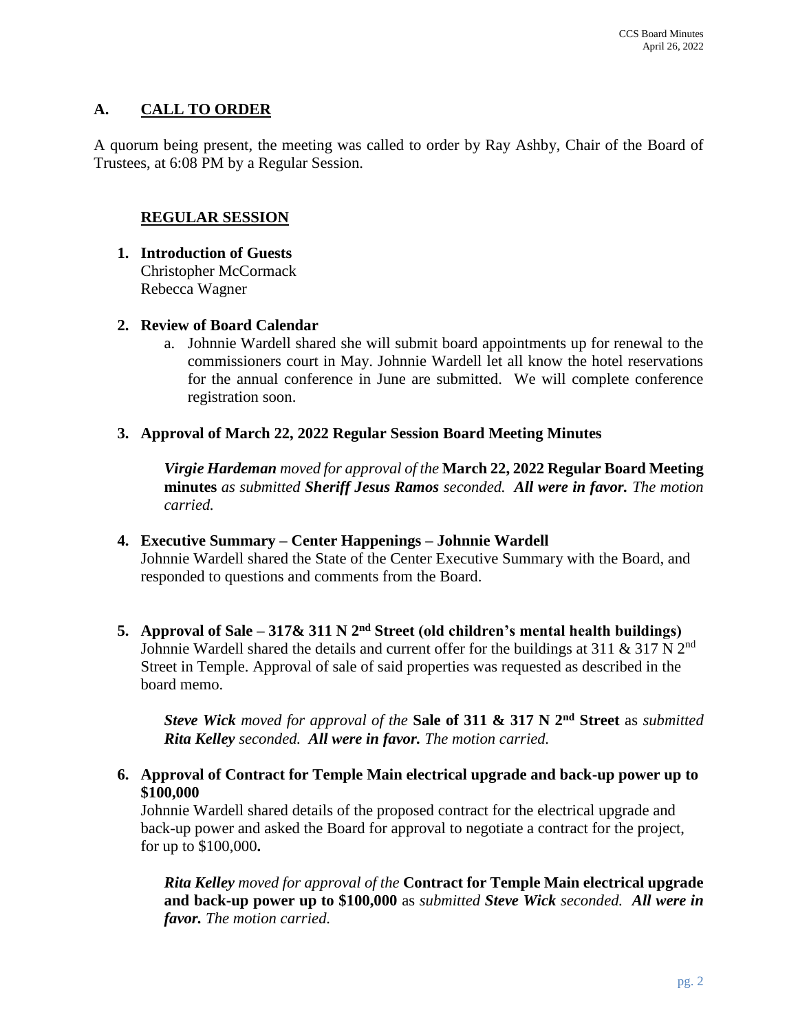## A. CALL TO ORDER

A quorum being present, the meeting was called to order by Ray Ashby, Chair of the Board of Trustees, at 6:08 PM by a Regular Session.

### REGULAR SESSION

1. **Introduction of Guests**
   Christopher McCormack
   Rebecca Wagner

2. **Review of Board Calendar**
   a. Johnnie Wardell shared she will submit board appointments up for renewal to the commissioners court in May. Johnnie Wardell let all know the hotel reservations for the annual conference in June are submitted. We will complete conference registration soon.

3. **Approval of March 22, 2022 Regular Session Board Meeting Minutes**

   ***Virgie Hardeman*** *moved for approval of the* **March 22, 2022 Regular Board Meeting minutes** *as submitted* ***Sheriff Jesus Ramos*** *seconded.* ***All were in favor.*** *The motion carried.*

4. **Executive Summary – Center Happenings – Johnnie Wardell**
   Johnnie Wardell shared the State of the Center Executive Summary with the Board, and responded to questions and comments from the Board.

5. **Approval of Sale – 317& 311 N 2nd Street (old children's mental health buildings)**
   Johnnie Wardell shared the details and current offer for the buildings at 311 & 317 N 2nd Street in Temple. Approval of sale of said properties was requested as described in the board memo.

   ***Steve Wick*** *moved for approval of the* **Sale of 311 & 317 N 2nd Street** as *submitted* ***Rita Kelley*** *seconded.* ***All were in favor.*** *The motion carried.*

6. **Approval of Contract for Temple Main electrical upgrade and back-up power up to $100,000**
   Johnnie Wardell shared details of the proposed contract for the electrical upgrade and back-up power and asked the Board for approval to negotiate a contract for the project, for up to $100,000**.**

   ***Rita Kelley*** *moved for approval of the* **Contract for Temple Main electrical upgrade and back-up power up to $100,000** as *submitted* ***Steve Wick*** *seconded.* ***All were in favor.*** *The motion carried.*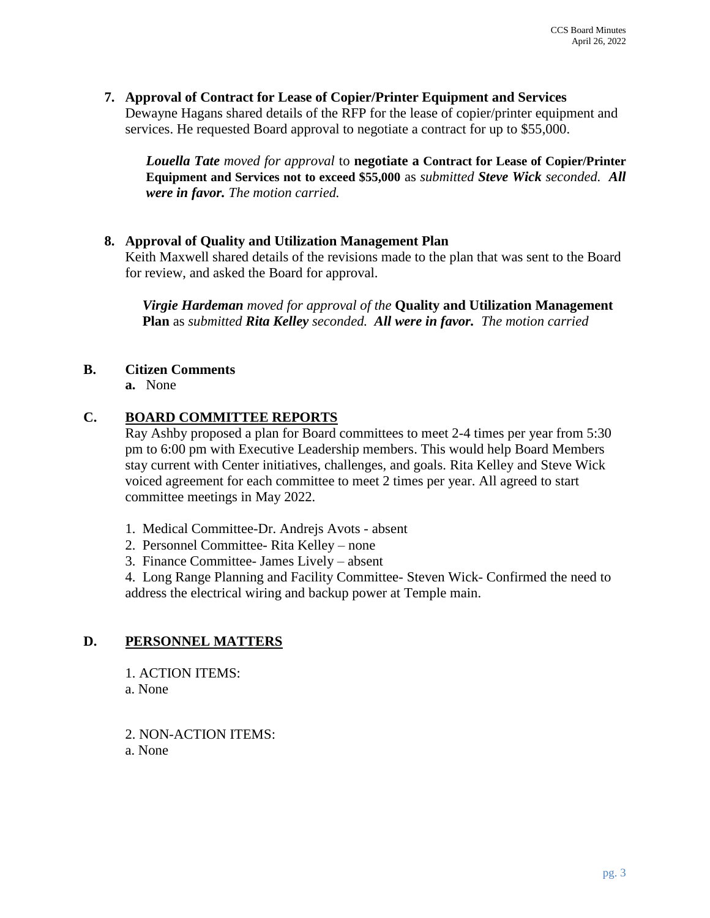**7. Approval of Contract for Lease of Copier/Printer Equipment and Services**

Dewayne Hagans shared details of the RFP for the lease of copier/printer equipment and services. He requested Board approval to negotiate a contract for up to $55,000.

> ***Louella Tate*** *moved for approval* to **negotiate a Contract for Lease of Copier/Printer Equipment and Services not to exceed $55,000** as *submitted* ***Steve Wick*** *seconded.* ***All were in favor.*** *The motion carried.*

**8. Approval of Quality and Utilization Management Plan**

Keith Maxwell shared details of the revisions made to the plan that was sent to the Board for review, and asked the Board for approval.

> ***Virgie Hardeman*** *moved for approval of the* **Quality and Utilization Management Plan** as *submitted* ***Rita Kelley*** *seconded.* ***All were in favor.*** *The motion carried*

## B. Citizen Comments

**a.** None

## C. BOARD COMMITTEE REPORTS

Ray Ashby proposed a plan for Board committees to meet 2-4 times per year from 5:30 pm to 6:00 pm with Executive Leadership members. This would help Board Members stay current with Center initiatives, challenges, and goals. Rita Kelley and Steve Wick voiced agreement for each committee to meet 2 times per year. All agreed to start committee meetings in May 2022.

1. Medical Committee-Dr. Andrejs Avots - absent
2. Personnel Committee- Rita Kelley – none
3. Finance Committee- James Lively – absent
4. Long Range Planning and Facility Committee- Steven Wick- Confirmed the need to address the electrical wiring and backup power at Temple main.

## D. PERSONNEL MATTERS

1. ACTION ITEMS:

a. None

2. NON-ACTION ITEMS:

a. None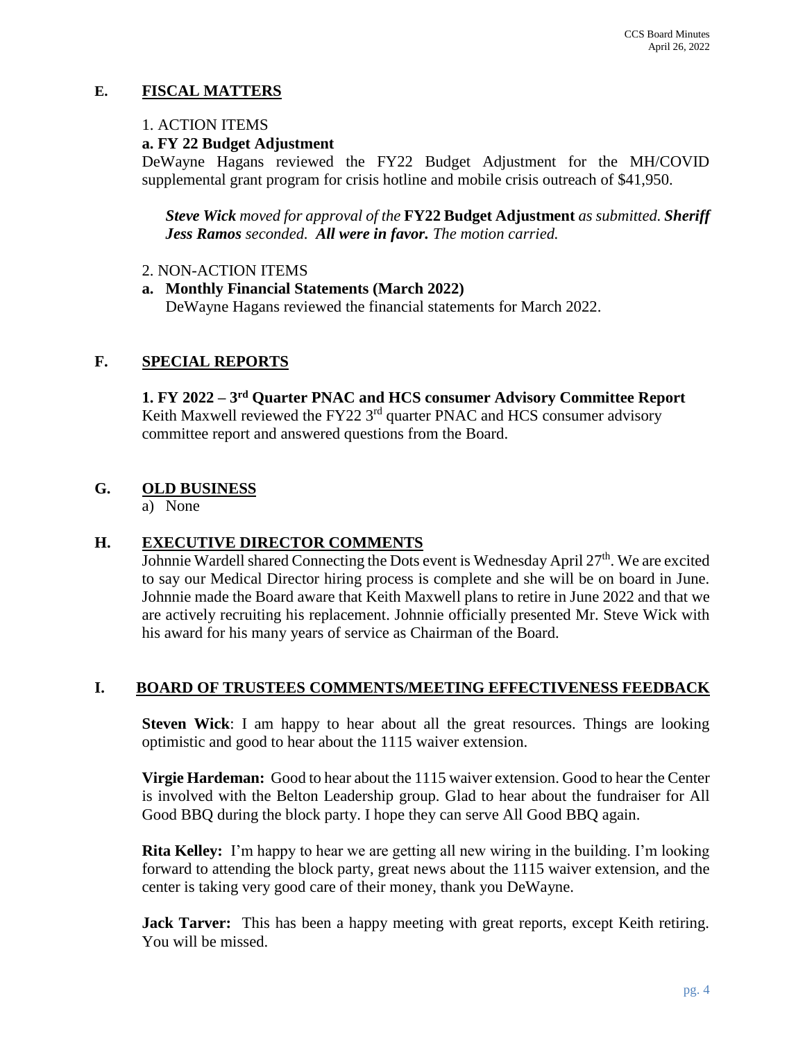## E. FISCAL MATTERS

1. ACTION ITEMS

**a. FY 22 Budget Adjustment**

DeWayne Hagans reviewed the FY22 Budget Adjustment for the MH/COVID supplemental grant program for crisis hotline and mobile crisis outreach of $41,950.

> ***Steve Wick*** *moved for approval of the* **FY22 Budget Adjustment** *as submitted.* ***Sheriff Jess Ramos*** *seconded.* ***All were in favor.*** *The motion carried.*

2. NON-ACTION ITEMS

**a. Monthly Financial Statements (March 2022)**

DeWayne Hagans reviewed the financial statements for March 2022.

## F. SPECIAL REPORTS

**1. FY 2022 – 3rd Quarter PNAC and HCS consumer Advisory Committee Report**

Keith Maxwell reviewed the FY22 3rd quarter PNAC and HCS consumer advisory committee report and answered questions from the Board.

## G. OLD BUSINESS

a) None

## H. EXECUTIVE DIRECTOR COMMENTS

Johnnie Wardell shared Connecting the Dots event is Wednesday April 27th. We are excited to say our Medical Director hiring process is complete and she will be on board in June. Johnnie made the Board aware that Keith Maxwell plans to retire in June 2022 and that we are actively recruiting his replacement. Johnnie officially presented Mr. Steve Wick with his award for his many years of service as Chairman of the Board.

## I. BOARD OF TRUSTEES COMMENTS/MEETING EFFECTIVENESS FEEDBACK

**Steven Wick**: I am happy to hear about all the great resources. Things are looking optimistic and good to hear about the 1115 waiver extension.

**Virgie Hardeman:** Good to hear about the 1115 waiver extension. Good to hear the Center is involved with the Belton Leadership group. Glad to hear about the fundraiser for All Good BBQ during the block party. I hope they can serve All Good BBQ again.

**Rita Kelley:** I'm happy to hear we are getting all new wiring in the building. I'm looking forward to attending the block party, great news about the 1115 waiver extension, and the center is taking very good care of their money, thank you DeWayne.

**Jack Tarver:** This has been a happy meeting with great reports, except Keith retiring. You will be missed.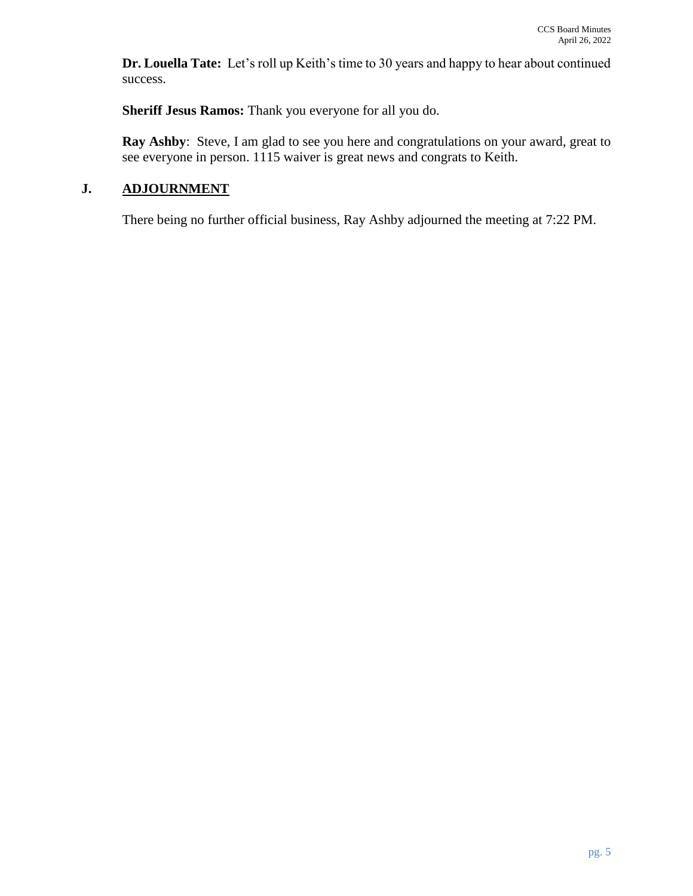**Dr. Louella Tate:** Let's roll up Keith's time to 30 years and happy to hear about continued success.

**Sheriff Jesus Ramos:** Thank you everyone for all you do.

**Ray Ashby**: Steve, I am glad to see you here and congratulations on your award, great to see everyone in person. 1115 waiver is great news and congrats to Keith.

## J. ADJOURNMENT

There being no further official business, Ray Ashby adjourned the meeting at 7:22 PM.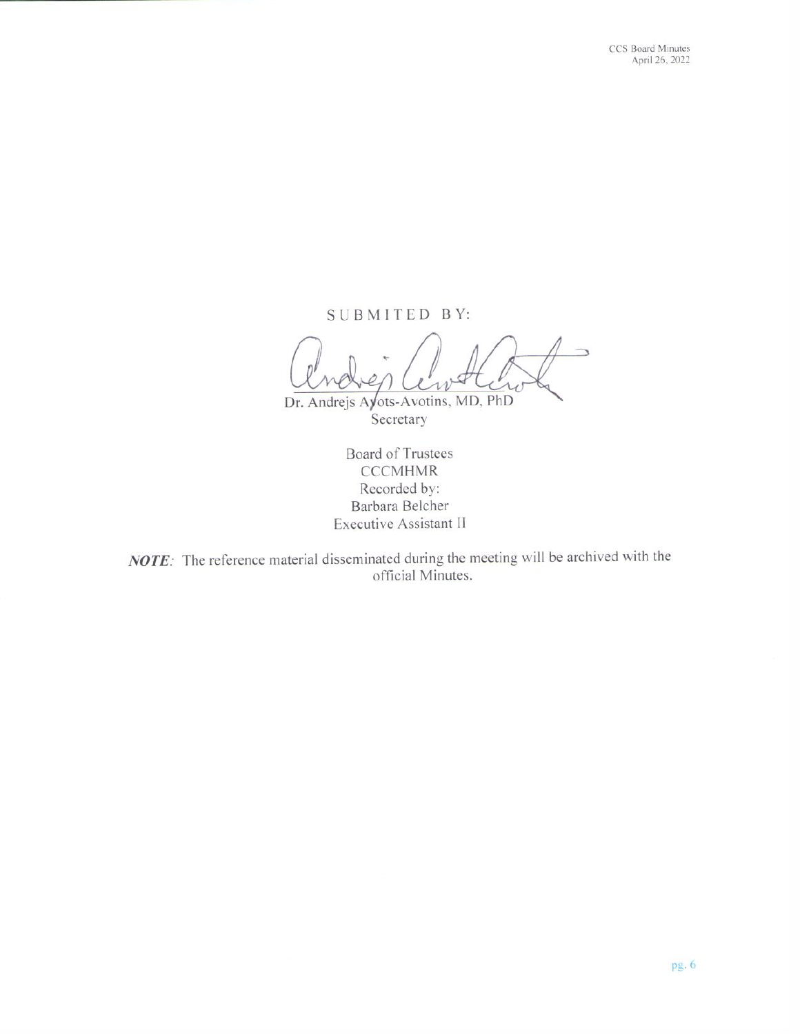SUBMITED BY:

Dr. Andrejs Avots-Avotins, MD, PhD
Secretary

Board of Trustees
CCCMHMR
Recorded by:
Barbara Belcher
Executive Assistant II

***NOTE:*** The reference material disseminated during the meeting will be archived with the official Minutes.